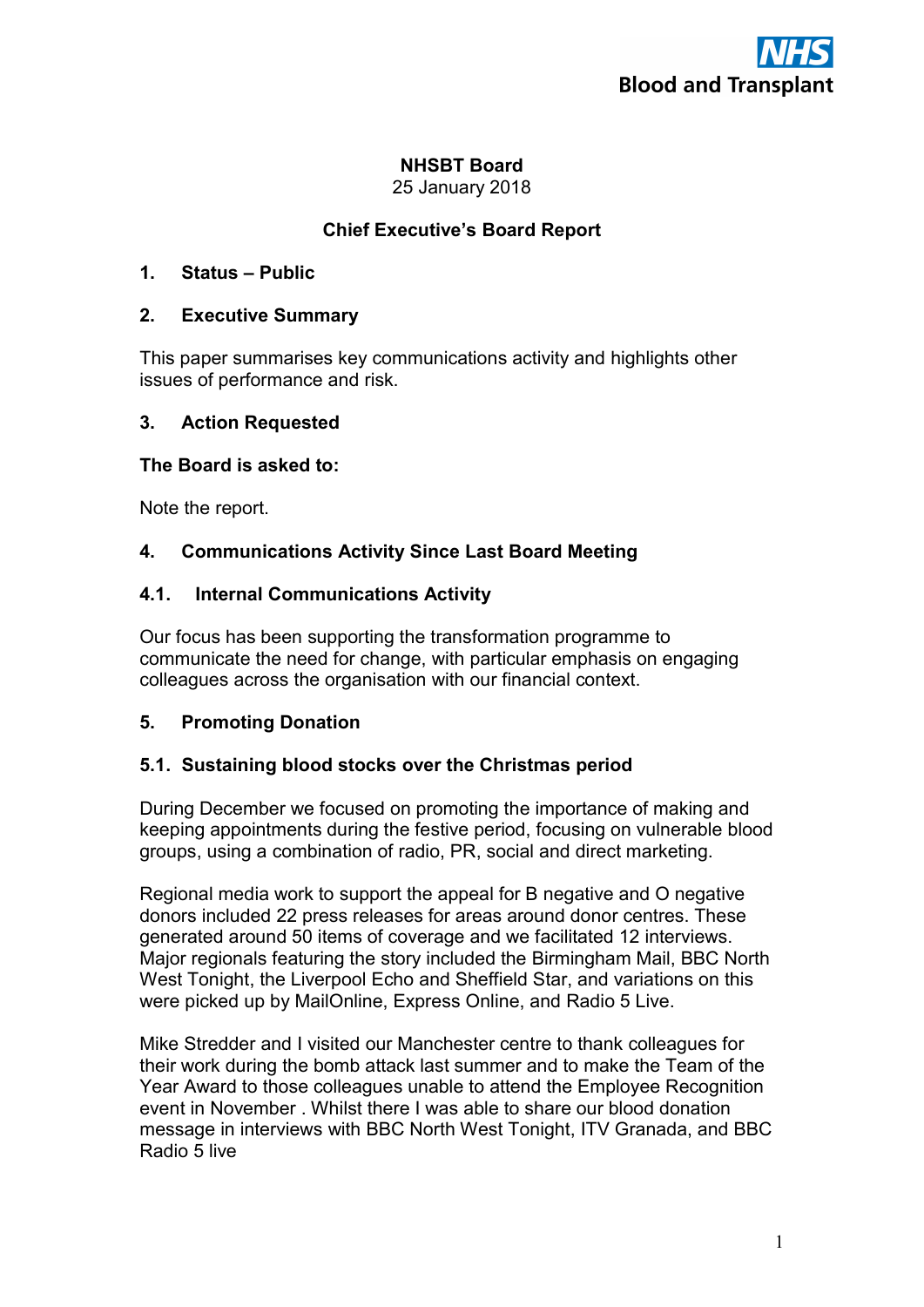NHS Blood and Transplant

**NHSBT Board**
25 January 2018

**Chief Executive's Board Report**

## 1. Status – Public

## 2. Executive Summary

This paper summarises key communications activity and highlights other issues of performance and risk.

## 3. Action Requested

**The Board is asked to:**

Note the report.

## 4. Communications Activity Since Last Board Meeting

### 4.1. Internal Communications Activity

Our focus has been supporting the transformation programme to communicate the need for change, with particular emphasis on engaging colleagues across the organisation with our financial context.

## 5. Promoting Donation

### 5.1. Sustaining blood stocks over the Christmas period

During December we focused on promoting the importance of making and keeping appointments during the festive period, focusing on vulnerable blood groups, using a combination of radio, PR, social and direct marketing.

Regional media work to support the appeal for B negative and O negative donors included 22 press releases for areas around donor centres. These generated around 50 items of coverage and we facilitated 12 interviews. Major regionals featuring the story included the Birmingham Mail, BBC North West Tonight, the Liverpool Echo and Sheffield Star, and variations on this were picked up by MailOnline, Express Online, and Radio 5 Live.

Mike Stredder and I visited our Manchester centre to thank colleagues for their work during the bomb attack last summer and to make the Team of the Year Award to those colleagues unable to attend the Employee Recognition event in November . Whilst there I was able to share our blood donation message in interviews with BBC North West Tonight, ITV Granada, and BBC Radio 5 live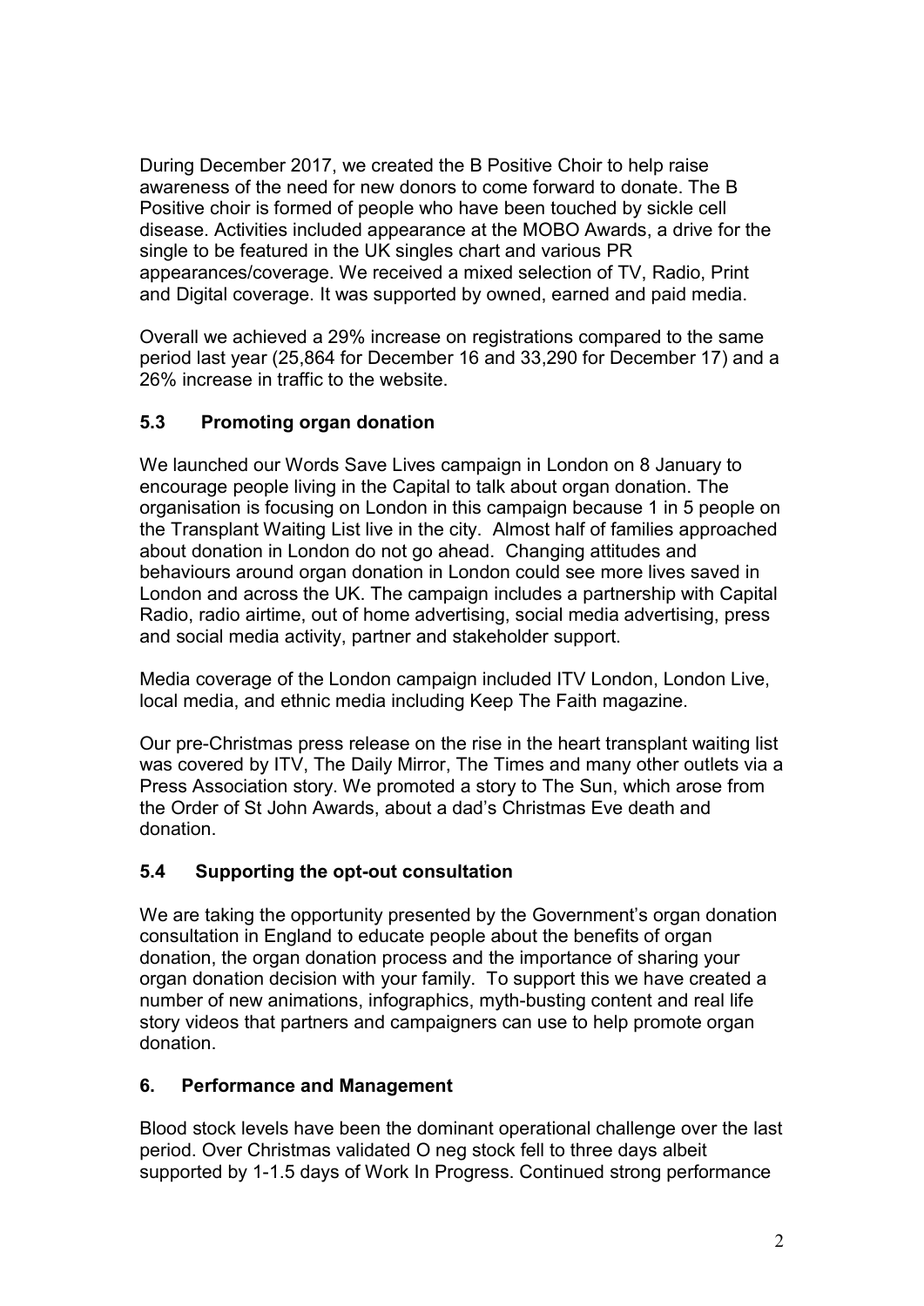During December 2017, we created the B Positive Choir to help raise awareness of the need for new donors to come forward to donate. The B Positive choir is formed of people who have been touched by sickle cell disease. Activities included appearance at the MOBO Awards, a drive for the single to be featured in the UK singles chart and various PR appearances/coverage. We received a mixed selection of TV, Radio, Print and Digital coverage. It was supported by owned, earned and paid media.

Overall we achieved a 29% increase on registrations compared to the same period last year (25,864 for December 16 and 33,290 for December 17) and a 26% increase in traffic to the website.

### 5.3 Promoting organ donation

We launched our Words Save Lives campaign in London on 8 January to encourage people living in the Capital to talk about organ donation. The organisation is focusing on London in this campaign because 1 in 5 people on the Transplant Waiting List live in the city. Almost half of families approached about donation in London do not go ahead. Changing attitudes and behaviours around organ donation in London could see more lives saved in London and across the UK. The campaign includes a partnership with Capital Radio, radio airtime, out of home advertising, social media advertising, press and social media activity, partner and stakeholder support.

Media coverage of the London campaign included ITV London, London Live, local media, and ethnic media including Keep The Faith magazine.

Our pre-Christmas press release on the rise in the heart transplant waiting list was covered by ITV, The Daily Mirror, The Times and many other outlets via a Press Association story. We promoted a story to The Sun, which arose from the Order of St John Awards, about a dad's Christmas Eve death and donation.

### 5.4 Supporting the opt-out consultation

We are taking the opportunity presented by the Government's organ donation consultation in England to educate people about the benefits of organ donation, the organ donation process and the importance of sharing your organ donation decision with your family. To support this we have created a number of new animations, infographics, myth-busting content and real life story videos that partners and campaigners can use to help promote organ donation.

## 6. Performance and Management

Blood stock levels have been the dominant operational challenge over the last period. Over Christmas validated O neg stock fell to three days albeit supported by 1-1.5 days of Work In Progress. Continued strong performance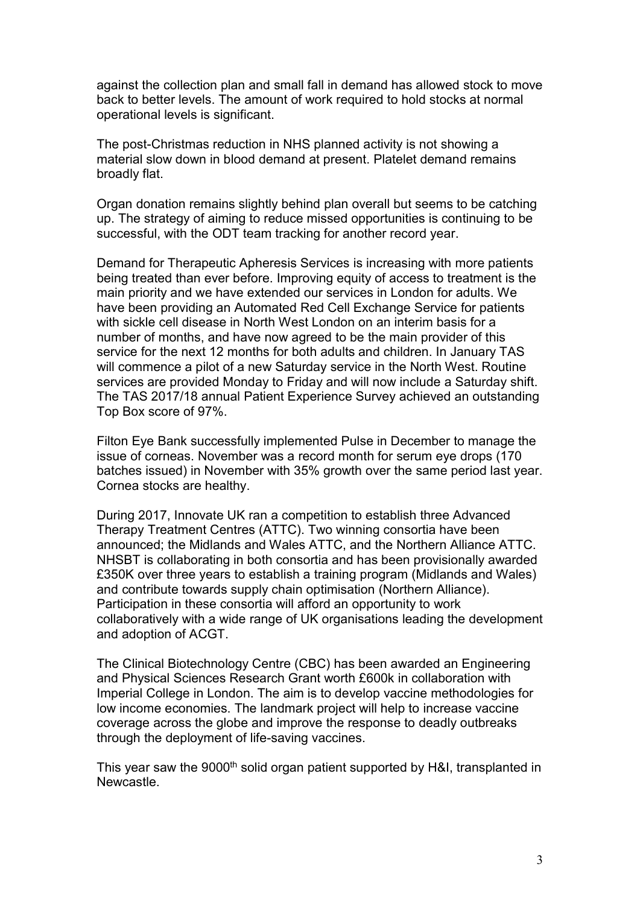against the collection plan and small fall in demand has allowed stock to move back to better levels. The amount of work required to hold stocks at normal operational levels is significant.

The post-Christmas reduction in NHS planned activity is not showing a material slow down in blood demand at present. Platelet demand remains broadly flat.

Organ donation remains slightly behind plan overall but seems to be catching up. The strategy of aiming to reduce missed opportunities is continuing to be successful, with the ODT team tracking for another record year.

Demand for Therapeutic Apheresis Services is increasing with more patients being treated than ever before. Improving equity of access to treatment is the main priority and we have extended our services in London for adults. We have been providing an Automated Red Cell Exchange Service for patients with sickle cell disease in North West London on an interim basis for a number of months, and have now agreed to be the main provider of this service for the next 12 months for both adults and children. In January TAS will commence a pilot of a new Saturday service in the North West. Routine services are provided Monday to Friday and will now include a Saturday shift. The TAS 2017/18 annual Patient Experience Survey achieved an outstanding Top Box score of 97%.

Filton Eye Bank successfully implemented Pulse in December to manage the issue of corneas. November was a record month for serum eye drops (170 batches issued) in November with 35% growth over the same period last year. Cornea stocks are healthy.

During 2017, Innovate UK ran a competition to establish three Advanced Therapy Treatment Centres (ATTC). Two winning consortia have been announced; the Midlands and Wales ATTC, and the Northern Alliance ATTC. NHSBT is collaborating in both consortia and has been provisionally awarded £350K over three years to establish a training program (Midlands and Wales) and contribute towards supply chain optimisation (Northern Alliance). Participation in these consortia will afford an opportunity to work collaboratively with a wide range of UK organisations leading the development and adoption of ACGT.

The Clinical Biotechnology Centre (CBC) has been awarded an Engineering and Physical Sciences Research Grant worth £600k in collaboration with Imperial College in London. The aim is to develop vaccine methodologies for low income economies. The landmark project will help to increase vaccine coverage across the globe and improve the response to deadly outbreaks through the deployment of life-saving vaccines.

This year saw the 9000th solid organ patient supported by H&I, transplanted in Newcastle.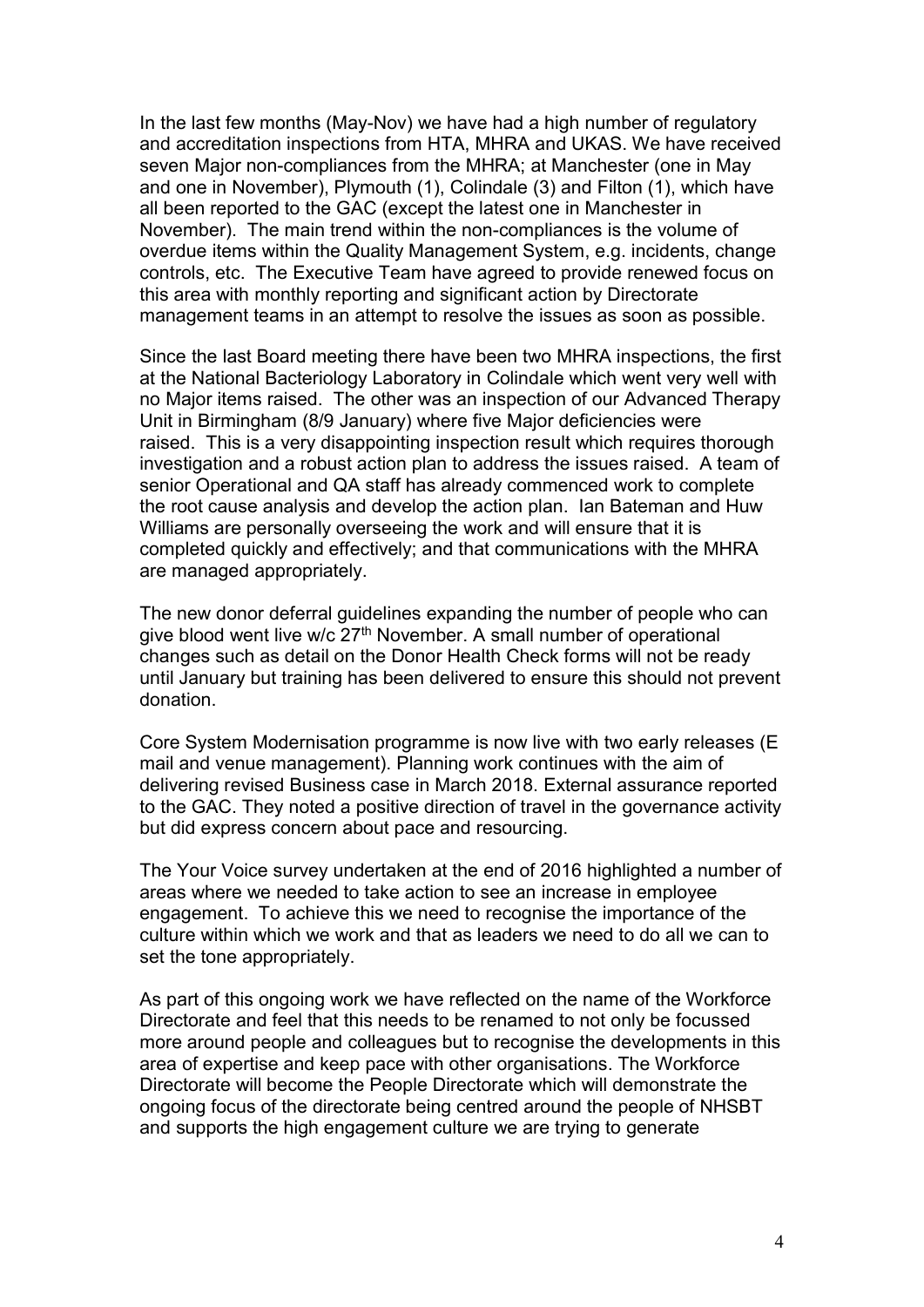In the last few months (May-Nov) we have had a high number of regulatory and accreditation inspections from HTA, MHRA and UKAS. We have received seven Major non-compliances from the MHRA; at Manchester (one in May and one in November), Plymouth (1), Colindale (3) and Filton (1), which have all been reported to the GAC (except the latest one in Manchester in November). The main trend within the non-compliances is the volume of overdue items within the Quality Management System, e.g. incidents, change controls, etc. The Executive Team have agreed to provide renewed focus on this area with monthly reporting and significant action by Directorate management teams in an attempt to resolve the issues as soon as possible.

Since the last Board meeting there have been two MHRA inspections, the first at the National Bacteriology Laboratory in Colindale which went very well with no Major items raised. The other was an inspection of our Advanced Therapy Unit in Birmingham (8/9 January) where five Major deficiencies were raised. This is a very disappointing inspection result which requires thorough investigation and a robust action plan to address the issues raised. A team of senior Operational and QA staff has already commenced work to complete the root cause analysis and develop the action plan. Ian Bateman and Huw Williams are personally overseeing the work and will ensure that it is completed quickly and effectively; and that communications with the MHRA are managed appropriately.

The new donor deferral guidelines expanding the number of people who can give blood went live w/c 27th November. A small number of operational changes such as detail on the Donor Health Check forms will not be ready until January but training has been delivered to ensure this should not prevent donation.

Core System Modernisation programme is now live with two early releases (E mail and venue management). Planning work continues with the aim of delivering revised Business case in March 2018. External assurance reported to the GAC. They noted a positive direction of travel in the governance activity but did express concern about pace and resourcing.

The Your Voice survey undertaken at the end of 2016 highlighted a number of areas where we needed to take action to see an increase in employee engagement. To achieve this we need to recognise the importance of the culture within which we work and that as leaders we need to do all we can to set the tone appropriately.

As part of this ongoing work we have reflected on the name of the Workforce Directorate and feel that this needs to be renamed to not only be focussed more around people and colleagues but to recognise the developments in this area of expertise and keep pace with other organisations. The Workforce Directorate will become the People Directorate which will demonstrate the ongoing focus of the directorate being centred around the people of NHSBT and supports the high engagement culture we are trying to generate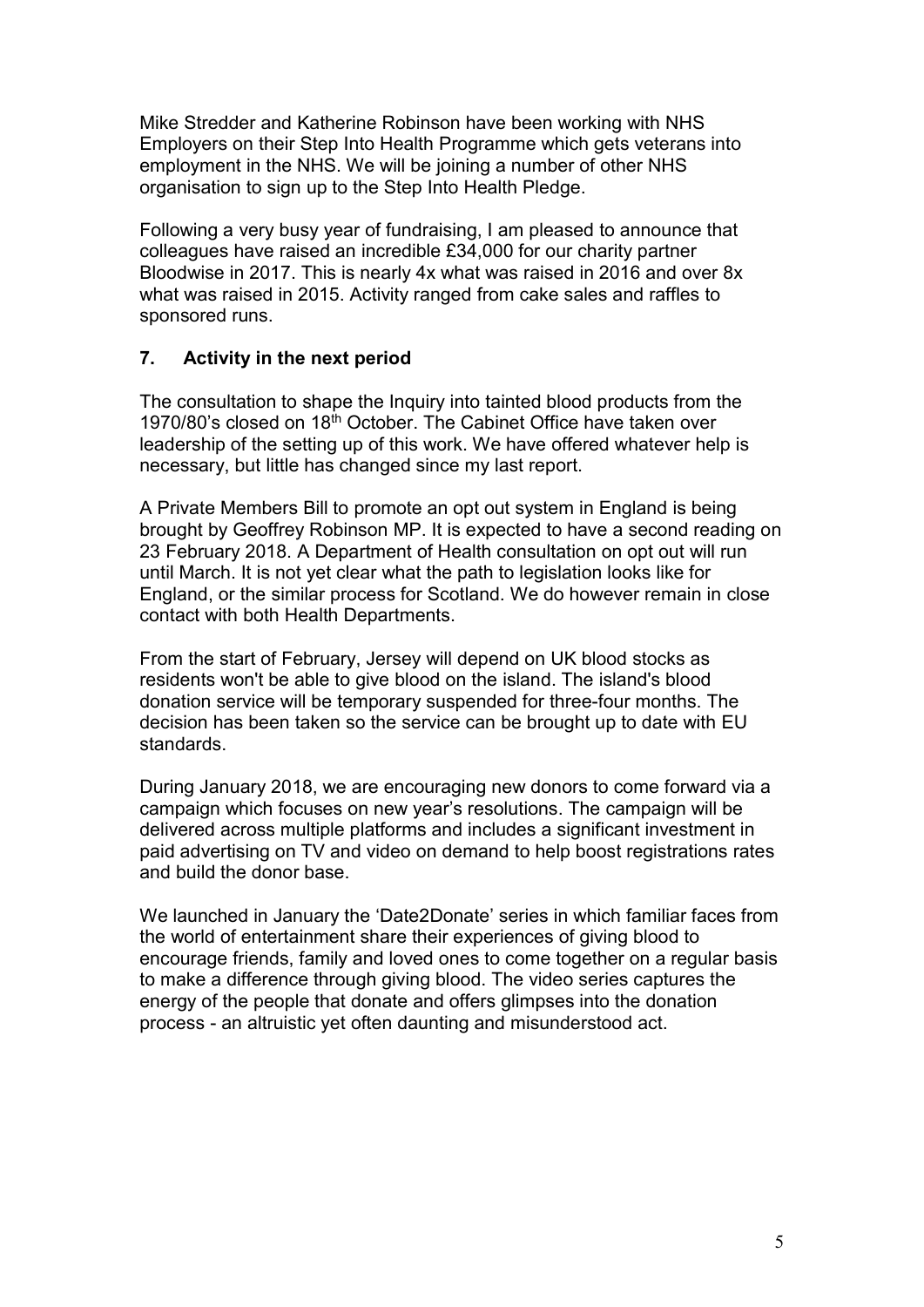Mike Stredder and Katherine Robinson have been working with NHS Employers on their Step Into Health Programme which gets veterans into employment in the NHS. We will be joining a number of other NHS organisation to sign up to the Step Into Health Pledge.

Following a very busy year of fundraising, I am pleased to announce that colleagues have raised an incredible £34,000 for our charity partner Bloodwise in 2017. This is nearly 4x what was raised in 2016 and over 8x what was raised in 2015. Activity ranged from cake sales and raffles to sponsored runs.

## 7. Activity in the next period

The consultation to shape the Inquiry into tainted blood products from the 1970/80's closed on 18th October. The Cabinet Office have taken over leadership of the setting up of this work. We have offered whatever help is necessary, but little has changed since my last report.

A Private Members Bill to promote an opt out system in England is being brought by Geoffrey Robinson MP. It is expected to have a second reading on 23 February 2018. A Department of Health consultation on opt out will run until March. It is not yet clear what the path to legislation looks like for England, or the similar process for Scotland. We do however remain in close contact with both Health Departments.

From the start of February, Jersey will depend on UK blood stocks as residents won't be able to give blood on the island. The island's blood donation service will be temporary suspended for three-four months. The decision has been taken so the service can be brought up to date with EU standards.

During January 2018, we are encouraging new donors to come forward via a campaign which focuses on new year's resolutions. The campaign will be delivered across multiple platforms and includes a significant investment in paid advertising on TV and video on demand to help boost registrations rates and build the donor base.

We launched in January the 'Date2Donate' series in which familiar faces from the world of entertainment share their experiences of giving blood to encourage friends, family and loved ones to come together on a regular basis to make a difference through giving blood. The video series captures the energy of the people that donate and offers glimpses into the donation process - an altruistic yet often daunting and misunderstood act.